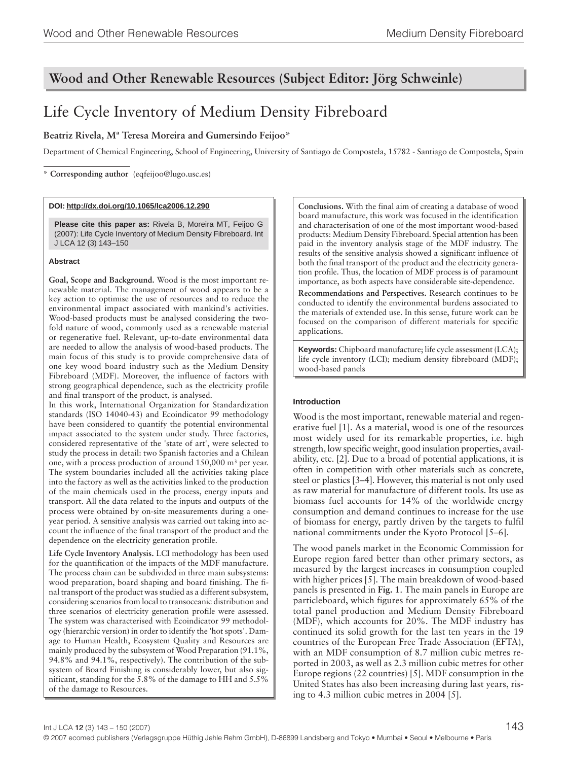## Wood and Other Renewable Resources (Subject Editor: Jörg Schweinle)

# Life Cycle Inventory of Medium Density Fibreboard

**Beatriz Rivela, Mª Teresa Moreira and Gumersindo Feijoo***

Department of Chemical Engineering, School of Engineering, University of Santiago de Compostela, 15782 - Santiago de Compostela, Spain

\* **Corresponding author** (eqfeijoo@lugo.usc.es)

**DOI: http://dx.doi.org/10.1065/lca2006.12.290**

**Please cite this paper as:** Rivela B, Moreira MT, Feijoo G (2007): Life Cycle Inventory of Medium Density Fibreboard. Int J LCA 12 (3) 143–150

### Abstract

**Goal, Scope and Background.** Wood is the most important renewable material. The management of wood appears to be a key action to optimise the use of resources and to reduce the environmental impact associated with mankind's activities. Wood-based products must be analysed considering the twofold nature of wood, commonly used as a renewable material or regenerative fuel. Relevant, up-to-date environmental data are needed to allow the analysis of wood-based products. The main focus of this study is to provide comprehensive data of one key wood board industry such as the Medium Density Fibreboard (MDF). Moreover, the influence of factors with strong geographical dependence, such as the electricity profile and final transport of the product, is analysed.

In this work, International Organization for Standardization standards (ISO 14040-43) and Ecoindicator 99 methodology have been considered to quantify the potential environmental impact associated to the system under study. Three factories, considered representative of the 'state of art', were selected to study the process in detail: two Spanish factories and a Chilean one, with a process production of around 150,000 $m^3$ per year. The system boundaries included all the activities taking place into the factory as well as the activities linked to the production of the main chemicals used in the process, energy inputs and transport. All the data related to the inputs and outputs of the process were obtained by on-site measurements during a one-year period. A sensitive analysis was carried out taking into account the influence of the final transport of the product and the dependence on the electricity generation profile.

**Life Cycle Inventory Analysis.** LCI methodology has been used for the quantification of the impacts of the MDF manufacture. The process chain can be subdivided in three main subsystems: wood preparation, board shaping and board finishing. The final transport of the product was studied as a different subsystem, considering scenarios from local to transoceanic distribution and three scenarios of electricity generation profile were assessed. The system was characterised with Ecoindicator 99 methodology (hierarchic version) in order to identify the 'hot spots'. Damage to Human Health, Ecosystem Quality and Resources are mainly produced by the subsystem of Wood Preparation (91.1%, 94.8% and 94.1%, respectively). The contribution of the subsystem of Board Finishing is considerably lower, but also significant, standing for the 5.8% of the damage to HH and 5.5% of the damage to Resources.

**Conclusions.** With the final aim of creating a database of wood board manufacture, this work was focused in the identification and characterisation of one of the most important wood-based products: Medium Density Fibreboard. Special attention has been paid in the inventory analysis stage of the MDF industry. The results of the sensitive analysis showed a significant influence of both the final transport of the product and the electricity generation profile. Thus, the location of MDF process is of paramount importance, as both aspects have considerable site-dependence.

**Recommendations and Perspectives.** Research continues to be conducted to identify the environmental burdens associated to the materials of extended use. In this sense, future work can be focused on the comparison of different materials for specific applications.

**Keywords:** Chipboard manufacture; life cycle assessment (LCA); life cycle inventory (LCI); medium density fibreboard (MDF); wood-based panels

### Introduction

Wood is the most important, renewable material and regenerative fuel [1]. As a material, wood is one of the resources most widely used for its remarkable properties, i.e. high strength, low specific weight, good insulation properties, availability, etc. [2]. Due to a broad of potential applications, it is often in competition with other materials such as concrete, steel or plastics [3–4]. However, this material is not only used as raw material for manufacture of different tools. Its use as biomass fuel accounts for 14% of the worldwide energy consumption and demand continues to increase for the use of biomass for energy, partly driven by the targets to fulfil national commitments under the Kyoto Protocol [5–6].

The wood panels market in the Economic Commission for Europe region fared better than other primary sectors, as measured by the largest increases in consumption coupled with higher prices [5]. The main breakdown of wood-based panels is presented in **Fig. 1**. The main panels in Europe are particleboard, which figures for approximately 65% of the total panel production and Medium Density Fibreboard (MDF), which accounts for 20%. The MDF industry has continued its solid growth for the last ten years in the 19 countries of the European Free Trade Association (EFTA), with an MDF consumption of 8.7 million cubic metres reported in 2003, as well as 2.3 million cubic metres for other Europe regions (22 countries) [5]. MDF consumption in the United States has also been increasing during last years, rising to 4.3 million cubic metres in 2004 [5].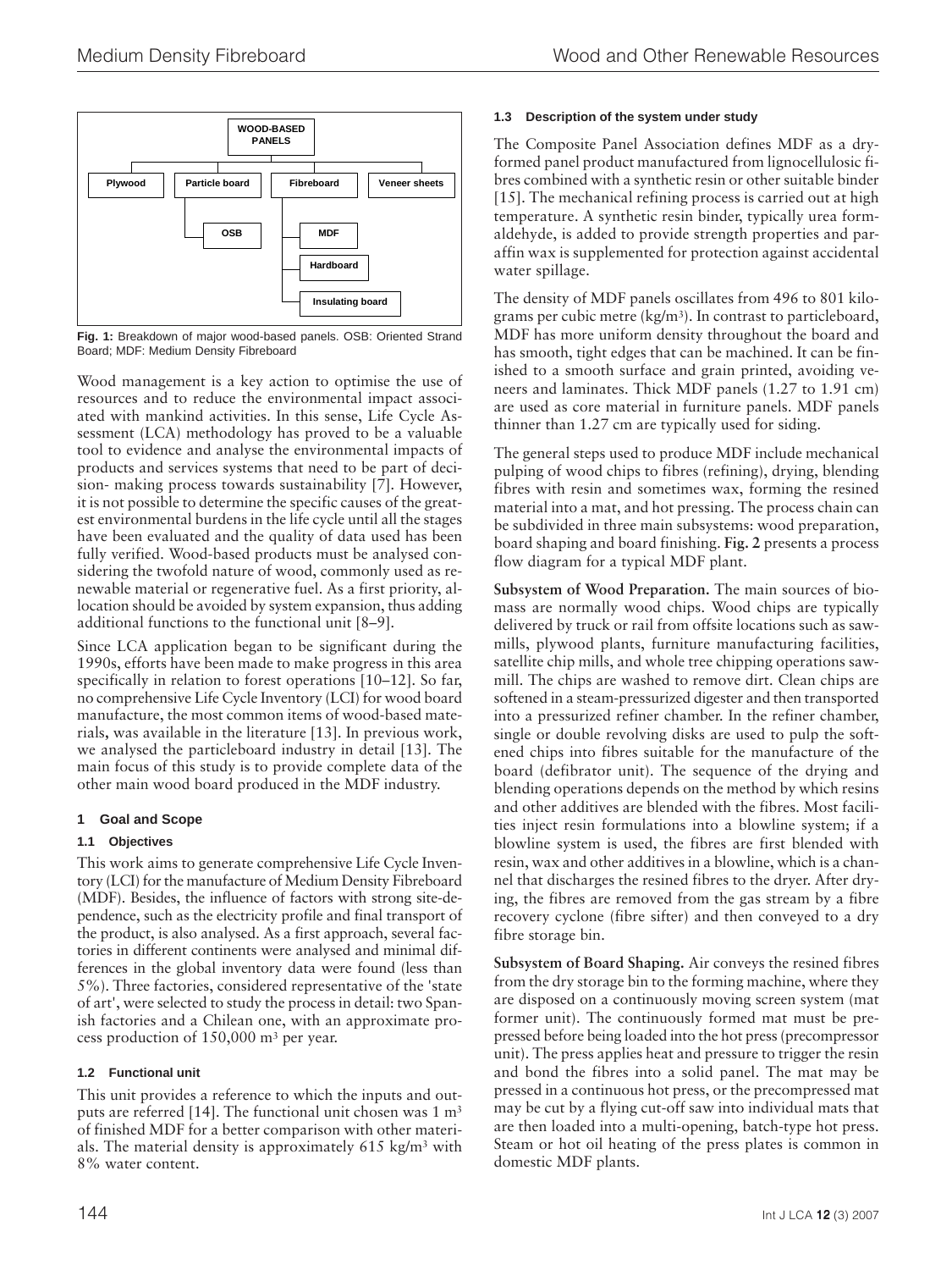Fig. 1: Breakdown of major wood-based panels. OSB: Oriented Strand Board; MDF: Medium Density Fibreboard

Wood management is a key action to optimise the use of resources and to reduce the environmental impact associated with mankind activities. In this sense, Life Cycle Assessment (LCA) methodology has proved to be a valuable tool to evidence and analyse the environmental impacts of products and services systems that need to be part of decision- making process towards sustainability [7]. However, it is not possible to determine the specific causes of the greatest environmental burdens in the life cycle until all the stages have been evaluated and the quality of data used has been fully verified. Wood-based products must be analysed considering the twofold nature of wood, commonly used as renewable material or regenerative fuel. As a first priority, allocation should be avoided by system expansion, thus adding additional functions to the functional unit [8–9].

Since LCA application began to be significant during the 1990s, efforts have been made to make progress in this area specifically in relation to forest operations [10–12]. So far, no comprehensive Life Cycle Inventory (LCI) for wood board manufacture, the most common items of wood-based materials, was available in the literature [13]. In previous work, we analysed the particleboard industry in detail [13]. The main focus of this study is to provide complete data of the other main wood board produced in the MDF industry.

## 1 Goal and Scope

### 1.1 Objectives

This work aims to generate comprehensive Life Cycle Inventory (LCI) for the manufacture of Medium Density Fibreboard (MDF). Besides, the influence of factors with strong site-dependence, such as the electricity profile and final transport of the product, is also analysed. As a first approach, several factories in different continents were analysed and minimal differences in the global inventory data were found (less than 5%). Three factories, considered representative of the 'state of art', were selected to study the process in detail: two Spanish factories and a Chilean one, with an approximate process production of 150,000 $m^3$ per year.

### 1.2 Functional unit

This unit provides a reference to which the inputs and outputs are referred [14]. The functional unit chosen was 1 $m^3$ of finished MDF for a better comparison with other materials. The material density is approximately 615 kg/$m^3$ with 8% water content.

### 1.3 Description of the system under study

The Composite Panel Association defines MDF as a dry-formed panel product manufactured from lignocellulosic fibres combined with a synthetic resin or other suitable binder [15]. The mechanical refining process is carried out at high temperature. A synthetic resin binder, typically urea formaldehyde, is added to provide strength properties and paraffin wax is supplemented for protection against accidental water spillage.

The density of MDF panels oscillates from 496 to 801 kilograms per cubic metre (kg/$m^3$). In contrast to particleboard, MDF has more uniform density throughout the board and has smooth, tight edges that can be machined. It can be finished to a smooth surface and grain printed, avoiding veneers and laminates. Thick MDF panels (1.27 to 1.91 cm) are used as core material in furniture panels. MDF panels thinner than 1.27 cm are typically used for siding.

The general steps used to produce MDF include mechanical pulping of wood chips to fibres (refining), drying, blending fibres with resin and sometimes wax, forming the resined material into a mat, and hot pressing. The process chain can be subdivided in three main subsystems: wood preparation, board shaping and board finishing. **Fig. 2** presents a process flow diagram for a typical MDF plant.

**Subsystem of Wood Preparation.** The main sources of biomass are normally wood chips. Wood chips are typically delivered by truck or rail from offsite locations such as sawmills, plywood plants, furniture manufacturing facilities, satellite chip mills, and whole tree chipping operations sawmill. The chips are washed to remove dirt. Clean chips are softened in a steam-pressurized digester and then transported into a pressurized refiner chamber. In the refiner chamber, single or double revolving disks are used to pulp the softened chips into fibres suitable for the manufacture of the board (defibrator unit). The sequence of the drying and blending operations depends on the method by which resins and other additives are blended with the fibres. Most facilities inject resin formulations into a blowline system; if a blowline system is used, the fibres are first blended with resin, wax and other additives in a blowline, which is a channel that discharges the resined fibres to the dryer. After drying, the fibres are removed from the gas stream by a fibre recovery cyclone (fibre sifter) and then conveyed to a dry fibre storage bin.

**Subsystem of Board Shaping.** Air conveys the resined fibres from the dry storage bin to the forming machine, where they are disposed on a continuously moving screen system (mat former unit). The continuously formed mat must be pre-pressed before being loaded into the hot press (precompressor unit). The press applies heat and pressure to trigger the resin and bond the fibres into a solid panel. The mat may be pressed in a continuous hot press, or the precompressed mat may be cut by a flying cut-off saw into individual mats that are then loaded into a multi-opening, batch-type hot press. Steam or hot oil heating of the press plates is common in domestic MDF plants.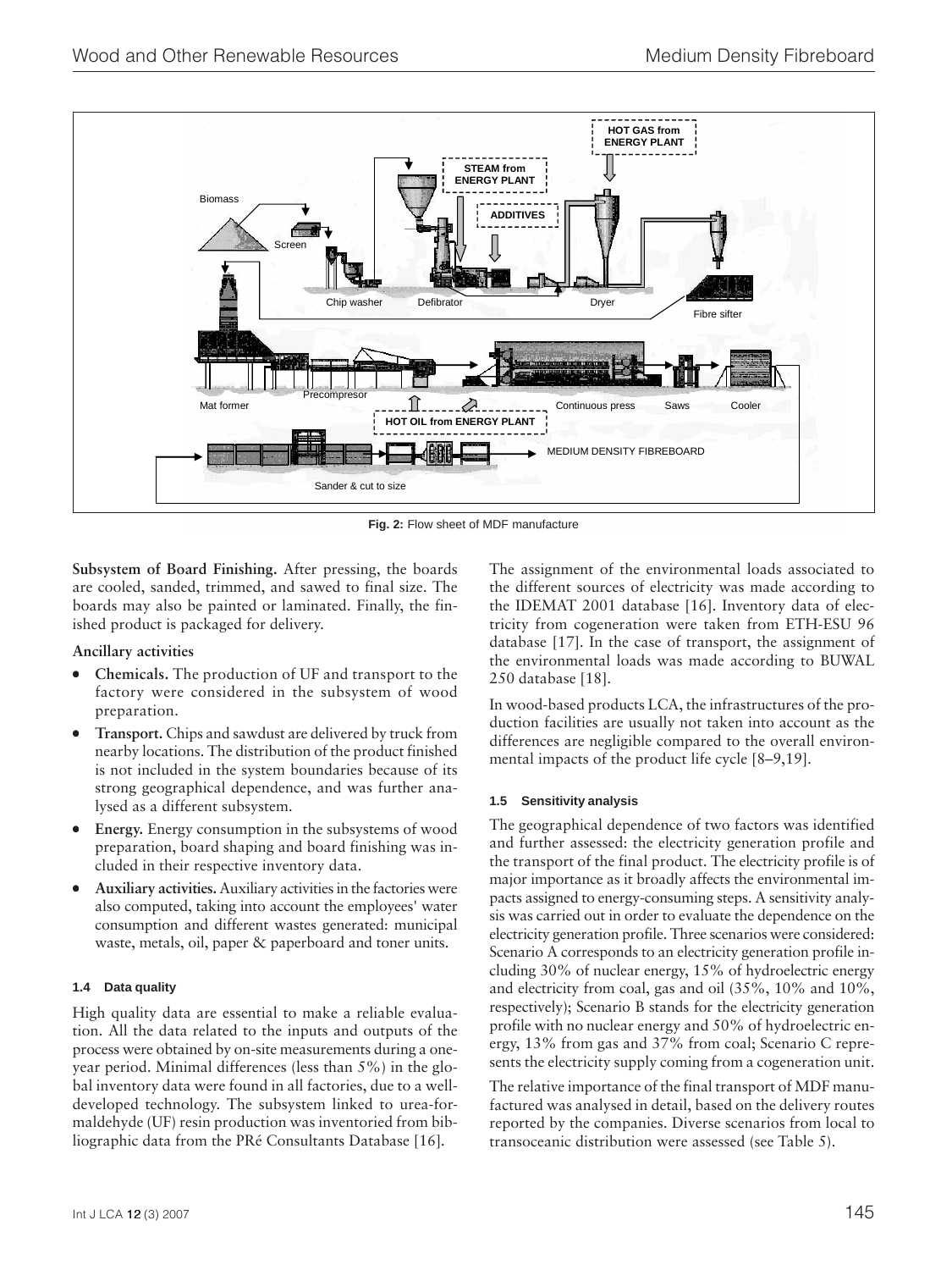Fig. 2: Flow sheet of MDF manufacture

**Subsystem of Board Finishing.** After pressing, the boards are cooled, sanded, trimmed, and sawed to final size. The boards may also be painted or laminated. Finally, the finished product is packaged for delivery.

**Ancillary activities**

- **Chemicals.** The production of UF and transport to the factory were considered in the subsystem of wood preparation.
- **Transport.** Chips and sawdust are delivered by truck from nearby locations. The distribution of the product finished is not included in the system boundaries because of its strong geographical dependence, and was further analysed as a different subsystem.
- **Energy.** Energy consumption in the subsystems of wood preparation, board shaping and board finishing was included in their respective inventory data.
- **Auxiliary activities.** Auxiliary activities in the factories were also computed, taking into account the employees' water consumption and different wastes generated: municipal waste, metals, oil, paper & paperboard and toner units.

### 1.4 Data quality

High quality data are essential to make a reliable evaluation. All the data related to the inputs and outputs of the process were obtained by on-site measurements during a one-year period. Minimal differences (less than 5%) in the global inventory data were found in all factories, due to a well-developed technology. The subsystem linked to urea-formaldehyde (UF) resin production was inventoried from bibliographic data from the PRé Consultants Database [16].

The assignment of the environmental loads associated to the different sources of electricity was made according to the IDEMAT 2001 database [16]. Inventory data of electricity from cogeneration were taken from ETH-ESU 96 database [17]. In the case of transport, the assignment of the environmental loads was made according to BUWAL 250 database [18].

In wood-based products LCA, the infrastructures of the production facilities are usually not taken into account as the differences are negligible compared to the overall environmental impacts of the product life cycle [8–9,19].

### 1.5 Sensitivity analysis

The geographical dependence of two factors was identified and further assessed: the electricity generation profile and the transport of the final product. The electricity profile is of major importance as it broadly affects the environmental impacts assigned to energy-consuming steps. A sensitivity analysis was carried out in order to evaluate the dependence on the electricity generation profile. Three scenarios were considered: Scenario A corresponds to an electricity generation profile including 30% of nuclear energy, 15% of hydroelectric energy and electricity from coal, gas and oil (35%, 10% and 10%, respectively); Scenario B stands for the electricity generation profile with no nuclear energy and 50% of hydroelectric energy, 13% from gas and 37% from coal; Scenario C represents the electricity supply coming from a cogeneration unit.

The relative importance of the final transport of MDF manufactured was analysed in detail, based on the delivery routes reported by the companies. Diverse scenarios from local to transoceanic distribution were assessed (see Table 5).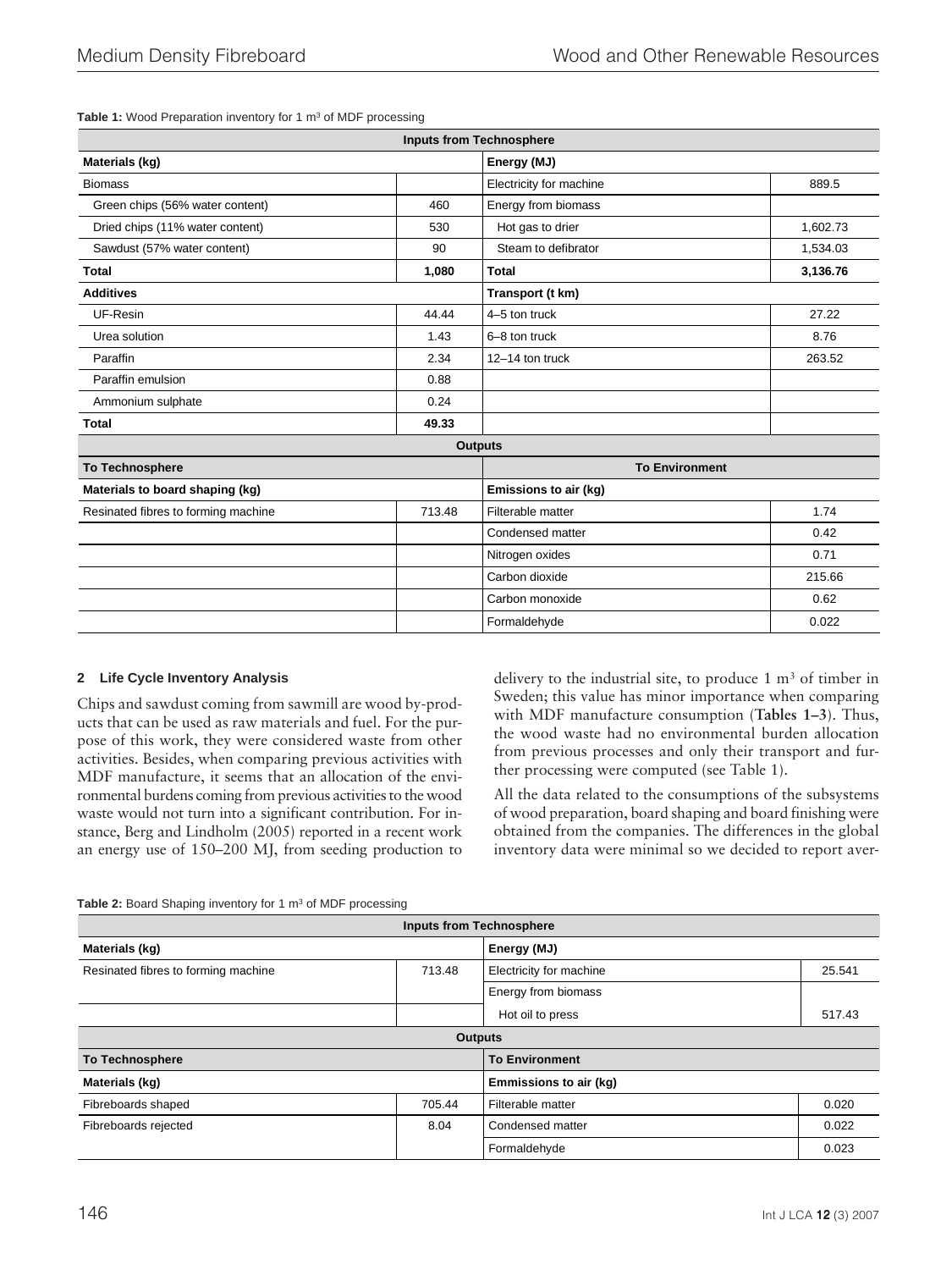**Table 1:** Wood Preparation inventory for 1 m³ of MDF processing

| Inputs from Technosphere | | | |
|---|---|---|---|
| **Materials (kg)** | | **Energy (MJ)** | |
| Biomass | | Electricity for machine | 889.5 |
| Green chips (56% water content) | 460 | Energy from biomass | |
| Dried chips (11% water content) | 530 | Hot gas to drier | 1,602.73 |
| Sawdust (57% water content) | 90 | Steam to defibrator | 1,534.03 |
| **Total** | **1,080** | **Total** | **3,136.76** |
| **Additives** | | **Transport (t km)** | |
| UF-Resin | 44.44 | 4–5 ton truck | 27.22 |
| Urea solution | 1.43 | 6–8 ton truck | 8.76 |
| Paraffin | 2.34 | 12–14 ton truck | 263.52 |
| Paraffin emulsion | 0.88 | | |
| Ammonium sulphate | 0.24 | | |
| **Total** | **49.33** | | |
| **Outputs** | | | |
| **To Technosphere** | | **To Environment** | |
| **Materials to board shaping (kg)** | | **Emissions to air (kg)** | |
| Resinated fibres to forming machine | 713.48 | Filterable matter | 1.74 |
| | | Condensed matter | 0.42 |
| | | Nitrogen oxides | 0.71 |
| | | Carbon dioxide | 215.66 |
| | | Carbon monoxide | 0.62 |
| | | Formaldehyde | 0.022 |

## 2 Life Cycle Inventory Analysis

Chips and sawdust coming from sawmill are wood by-products that can be used as raw materials and fuel. For the purpose of this work, they were considered waste from other activities. Besides, when comparing previous activities with MDF manufacture, it seems that an allocation of the environmental burdens coming from previous activities to the wood waste would not turn into a significant contribution. For instance, Berg and Lindholm (2005) reported in a recent work an energy use of 150–200 MJ, from seeding production to delivery to the industrial site, to produce 1 m³ of timber in Sweden; this value has minor importance when comparing with MDF manufacture consumption (**Tables 1–3**). Thus, the wood waste had no environmental burden allocation from previous processes and only their transport and further processing were computed (see Table 1).

All the data related to the consumptions of the subsystems of wood preparation, board shaping and board finishing were obtained from the companies. The differences in the global inventory data were minimal so we decided to report aver-

**Table 2:** Board Shaping inventory for 1 m³ of MDF processing

| Inputs from Technosphere | | | |
|---|---|---|---|
| **Materials (kg)** | | **Energy (MJ)** | |
| Resinated fibres to forming machine | 713.48 | Electricity for machine | 25.541 |
| | | Energy from biomass | |
| | | Hot oil to press | 517.43 |
| **Outputs** | | | |
| **To Technosphere** | | **To Environment** | |
| **Materials (kg)** | | **Emmissions to air (kg)** | |
| Fibreboards shaped | 705.44 | Filterable matter | 0.020 |
| Fibreboards rejected | 8.04 | Condensed matter | 0.022 |
| | | Formaldehyde | 0.023 |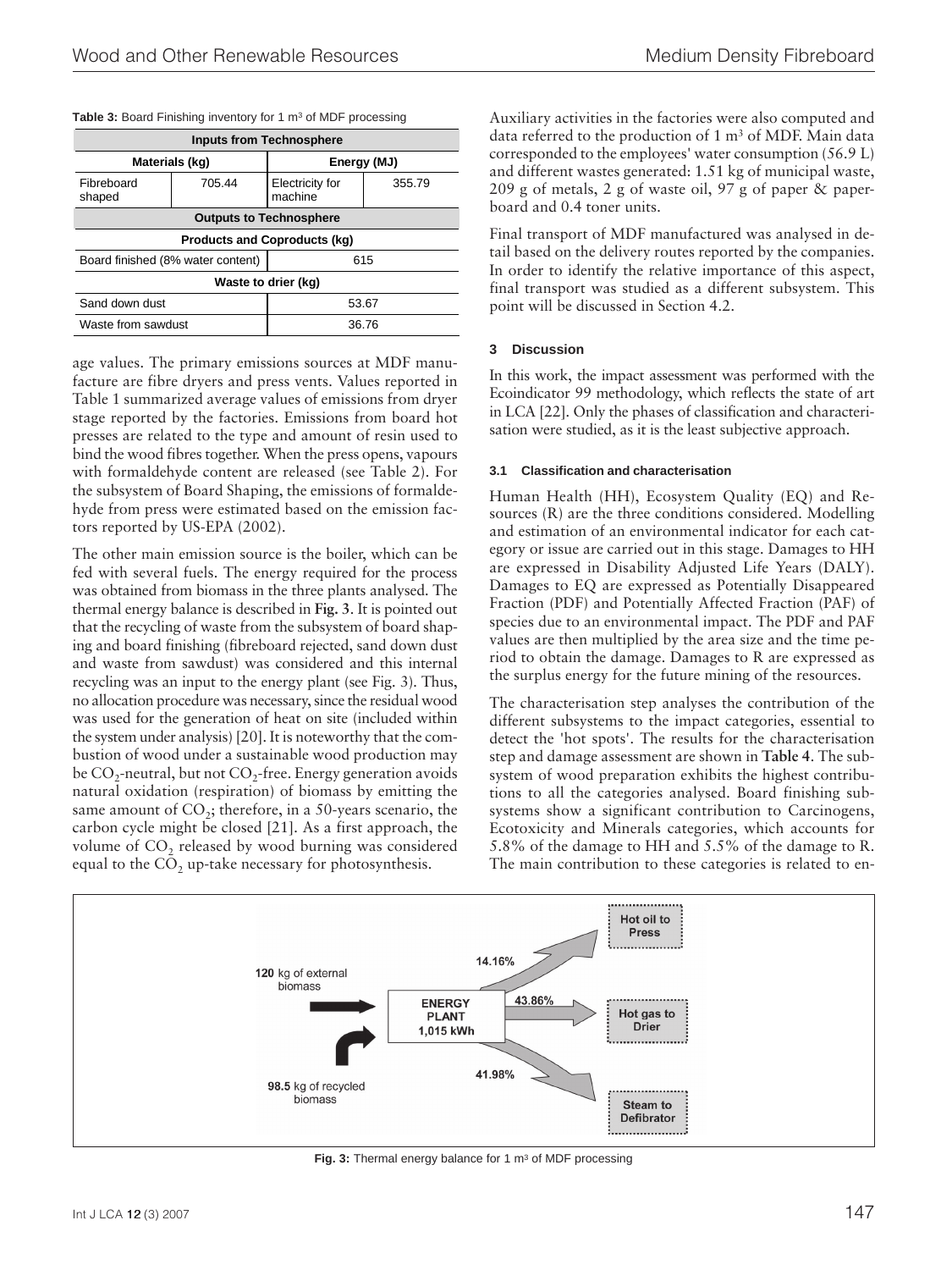**Table 3:** Board Finishing inventory for 1 m³ of MDF processing

| Inputs from Technosphere | | | |
|---|---|---|---|
| Materials (kg) | | Energy (MJ) | |
| Fibreboard shaped | 705.44 | Electricity for machine | 355.79 |
| **Outputs to Technosphere** | | | |
| **Products and Coproducts (kg)** | | | |
| Board finished (8% water content) | | 615 | |
| **Waste to drier (kg)** | | | |
| Sand down dust | | 53.67 | |
| Waste from sawdust | | 36.76 | |

age values. The primary emissions sources at MDF manufacture are fibre dryers and press vents. Values reported in Table 1 summarized average values of emissions from dryer stage reported by the factories. Emissions from board hot presses are related to the type and amount of resin used to bind the wood fibres together. When the press opens, vapours with formaldehyde content are released (see Table 2). For the subsystem of Board Shaping, the emissions of formaldehyde from press were estimated based on the emission factors reported by US-EPA (2002).

The other main emission source is the boiler, which can be fed with several fuels. The energy required for the process was obtained from biomass in the three plants analysed. The thermal energy balance is described in **Fig. 3**. It is pointed out that the recycling of waste from the subsystem of board shaping and board finishing (fibreboard rejected, sand down dust and waste from sawdust) was considered and this internal recycling was an input to the energy plant (see Fig. 3). Thus, no allocation procedure was necessary, since the residual wood was used for the generation of heat on site (included within the system under analysis) [20]. It is noteworthy that the combustion of wood under a sustainable wood production may be $CO_2$-neutral, but not $CO_2$-free. Energy generation avoids natural oxidation (respiration) of biomass by emitting the same amount of $CO_2$; therefore, in a 50-years scenario, the carbon cycle might be closed [21]. As a first approach, the volume of $CO_2$ released by wood burning was considered equal to the $CO_2$ up-take necessary for photosynthesis.

Auxiliary activities in the factories were also computed and data referred to the production of 1 m³ of MDF. Main data corresponded to the employees' water consumption (56.9 L) and different wastes generated: 1.51 kg of municipal waste, 209 g of metals, 2 g of waste oil, 97 g of paper & paperboard and 0.4 toner units.

Final transport of MDF manufactured was analysed in detail based on the delivery routes reported by the companies. In order to identify the relative importance of this aspect, final transport was studied as a different subsystem. This point will be discussed in Section 4.2.

## 3 Discussion

In this work, the impact assessment was performed with the Ecoindicator 99 methodology, which reflects the state of art in LCA [22]. Only the phases of classification and characterisation were studied, as it is the least subjective approach.

### 3.1 Classification and characterisation

Human Health (HH), Ecosystem Quality (EQ) and Resources (R) are the three conditions considered. Modelling and estimation of an environmental indicator for each category or issue are carried out in this stage. Damages to HH are expressed in Disability Adjusted Life Years (DALY). Damages to EQ are expressed as Potentially Disappeared Fraction (PDF) and Potentially Affected Fraction (PAF) of species due to an environmental impact. The PDF and PAF values are then multiplied by the area size and the time period to obtain the damage. Damages to R are expressed as the surplus energy for the future mining of the resources.

The characterisation step analyses the contribution of the different subsystems to the impact categories, essential to detect the 'hot spots'. The results for the characterisation step and damage assessment are shown in **Table 4**. The subsystem of wood preparation exhibits the highest contributions to all the categories analysed. Board finishing subsystems show a significant contribution to Carcinogens, Ecotoxicity and Minerals categories, which accounts for 5.8% of the damage to HH and 5.5% of the damage to R. The main contribution to these categories is related to en-

**120** kg of external biomass

**98.5** kg of recycled biomass

ENERGY PLANT 1,015 kWh

14.16% Hot oil to Press

43.86% Hot gas to Drier

41.98% Steam to Defibrator

**Fig. 3:** Thermal energy balance for 1 m³ of MDF processing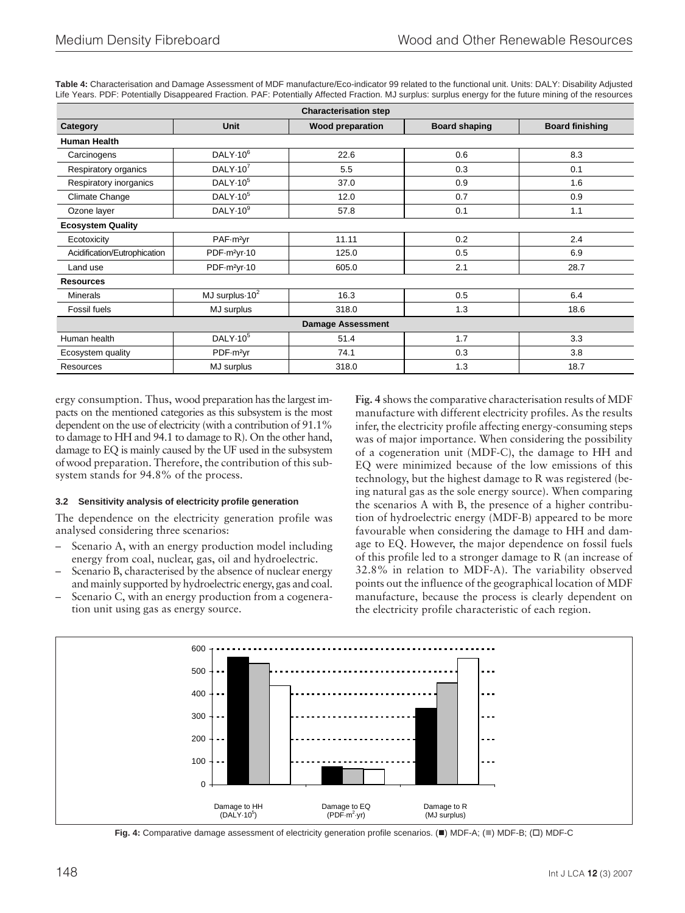**Table 4:** Characterisation and Damage Assessment of MDF manufacture/Eco-indicator 99 related to the functional unit. Units: DALY: Disability Adjusted Life Years. PDF: Potentially Disappeared Fraction. PAF: Potentially Affected Fraction. MJ surplus: surplus energy for the future mining of the resources

| **Characterisation step** | | | | |
|---|---|---|---|---|
| **Category** | **Unit** | **Wood preparation** | **Board shaping** | **Board finishing** |
| **Human Health** | | | | |
| Carcinogens | $DALY{\cdot}10^6$ | 22.6 | 0.6 | 8.3 |
| Respiratory organics | $DALY{\cdot}10^7$ | 5.5 | 0.3 | 0.1 |
| Respiratory inorganics | $DALY{\cdot}10^5$ | 37.0 | 0.9 | 1.6 |
| Climate Change | $DALY{\cdot}10^5$ | 12.0 | 0.7 | 0.9 |
| Ozone layer | $DALY{\cdot}10^9$ | 57.8 | 0.1 | 1.1 |
| **Ecosystem Quality** | | | | |
| Ecotoxicity | $PAF{\cdot}m^2yr$ | 11.11 | 0.2 | 2.4 |
| Acidification/Eutrophication | $PDF{\cdot}m^2yr{\cdot}10$ | 125.0 | 0.5 | 6.9 |
| Land use | $PDF{\cdot}m^2yr{\cdot}10$ | 605.0 | 2.1 | 28.7 |
| **Resources** | | | | |
| Minerals | MJ surplus$\cdot 10^2$ | 16.3 | 0.5 | 6.4 |
| Fossil fuels | MJ surplus | 318.0 | 1.3 | 18.6 |
| **Damage Assessment** | | | | |
| Human health | $DALY{\cdot}10^5$ | 51.4 | 1.7 | 3.3 |
| Ecosystem quality | $PDF{\cdot}m^2yr$ | 74.1 | 0.3 | 3.8 |
| Resources | MJ surplus | 318.0 | 1.3 | 18.7 |

ergy consumption. Thus, wood preparation has the largest impacts on the mentioned categories as this subsystem is the most dependent on the use of electricity (with a contribution of 91.1% to damage to HH and 94.1 to damage to R). On the other hand, damage to EQ is mainly caused by the UF used in the subsystem of wood preparation. Therefore, the contribution of this subsystem stands for 94.8% of the process.

### 3.2 Sensitivity analysis of electricity profile generation

The dependence on the electricity generation profile was analysed considering three scenarios:

- Scenario A, with an energy production model including energy from coal, nuclear, gas, oil and hydroelectric.
- Scenario B, characterised by the absence of nuclear energy and mainly supported by hydroelectric energy, gas and coal.
- Scenario C, with an energy production from a cogeneration unit using gas as energy source.

**Fig. 4** shows the comparative characterisation results of MDF manufacture with different electricity profiles. As the results infer, the electricity profile affecting energy-consuming steps was of major importance. When considering the possibility of a cogeneration unit (MDF-C), the damage to HH and EQ were minimized because of the low emissions of this technology, but the highest damage to R was registered (being natural gas as the sole energy source). When comparing the scenarios A with B, the presence of a higher contribution of hydroelectric energy (MDF-B) appeared to be more favourable when considering the damage to HH and damage to EQ. However, the major dependence on fossil fuels of this profile led to a stronger damage to R (an increase of 32.8% in relation to MDF-A). The variability observed points out the influence of the geographical location of MDF manufacture, because the process is clearly dependent on the electricity profile characteristic of each region.

**Fig. 4:** Comparative damage assessment of electricity generation profile scenarios. (■) MDF-A; (■) MDF-B; (□) MDF-C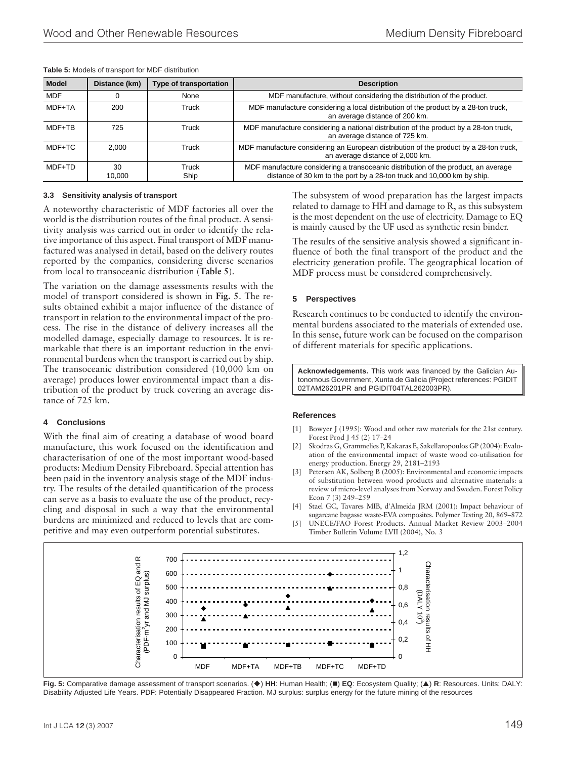**Table 5:** Models of transport for MDF distribution

| Model | Distance (km) | Type of transportation | Description |
|---|---|---|---|
| MDF | 0 | None | MDF manufacture, without considering the distribution of the product. |
| MDF+TA | 200 | Truck | MDF manufacture considering a local distribution of the product by a 28-ton truck, an average distance of 200 km. |
| MDF+TB | 725 | Truck | MDF manufacture considering a national distribution of the product by a 28-ton truck, an average distance of 725 km. |
| MDF+TC | 2,000 | Truck | MDF manufacture considering an European distribution of the product by a 28-ton truck, an average distance of 2,000 km. |
| MDF+TD | 30<br>10,000 | Truck<br>Ship | MDF manufacture considering a transoceanic distribution of the product, an average distance of 30 km to the port by a 28-ton truck and 10,000 km by ship. |

### 3.3 Sensitivity analysis of transport

A noteworthy characteristic of MDF factories all over the world is the distribution routes of the final product. A sensitivity analysis was carried out in order to identify the relative importance of this aspect. Final transport of MDF manufactured was analysed in detail, based on the delivery routes reported by the companies, considering diverse scenarios from local to transoceanic distribution (**Table 5**).

The variation on the damage assessments results with the model of transport considered is shown in **Fig. 5**. The results obtained exhibit a major influence of the distance of transport in relation to the environmental impact of the process. The rise in the distance of delivery increases all the modelled damage, especially damage to resources. It is remarkable that there is an important reduction in the environmental burdens when the transport is carried out by ship. The transoceanic distribution considered (10,000 km on average) produces lower environmental impact than a distribution of the product by truck covering an average distance of 725 km.

## 4 Conclusions

With the final aim of creating a database of wood board manufacture, this work focused on the identification and characterisation of one of the most important wood-based products: Medium Density Fibreboard. Special attention has been paid in the inventory analysis stage of the MDF industry. The results of the detailed quantification of the process can serve as a basis to evaluate the use of the product, recycling and disposal in such a way that the environmental burdens are minimized and reduced to levels that are competitive and may even outperform potential substitutes.

The subsystem of wood preparation has the largest impacts related to damage to HH and damage to R, as this subsystem is the most dependent on the use of electricity. Damage to EQ is mainly caused by the UF used as synthetic resin binder.

The results of the sensitive analysis showed a significant influence of both the final transport of the product and the electricity generation profile. The geographical location of MDF process must be considered comprehensively.

## 5 Perspectives

Research continues to be conducted to identify the environmental burdens associated to the materials of extended use. In this sense, future work can be focused on the comparison of different materials for specific applications.

**Acknowledgements.** This work was financed by the Galician Autonomous Government, Xunta de Galicia (Project references: PGIDIT 02TAM26201PR and PGIDIT04TAL262003PR).

### References

[1] Bowyer J (1995): Wood and other raw materials for the 21st century. Forest Prod J 45 (2) 17–24

[2] Skodras G, Grammelies P, Kakaras E, Sakellaropoulos GP (2004): Evaluation of the environmental impact of waste wood co-utilisation for energy production. Energy 29, 2181–2193

[3] Petersen AK, Solberg B (2005): Environmental and economic impacts of substitution between wood products and alternative materials: a review of micro-level analyses from Norway and Sweden. Forest Policy Econ 7 (3) 249–259

[4] Stael GC, Tavares MIB, d'Almeida JRM (2001): Impact behaviour of sugarcane bagasse waste-EVA composites. Polymer Testing 20, 869–872

[5] UNECE/FAO Forest Products. Annual Market Review 2003–2004 Timber Bulletin Volume LVII (2004), No. 3

**Fig. 5:** Comparative damage assessment of transport scenarios. (◆) **HH**: Human Health; (■) **EQ**: Ecosystem Quality; (▲) **R**: Resources. Units: DALY: Disability Adjusted Life Years. PDF: Potentially Disappeared Fraction. MJ surplus: surplus energy for the future mining of the resources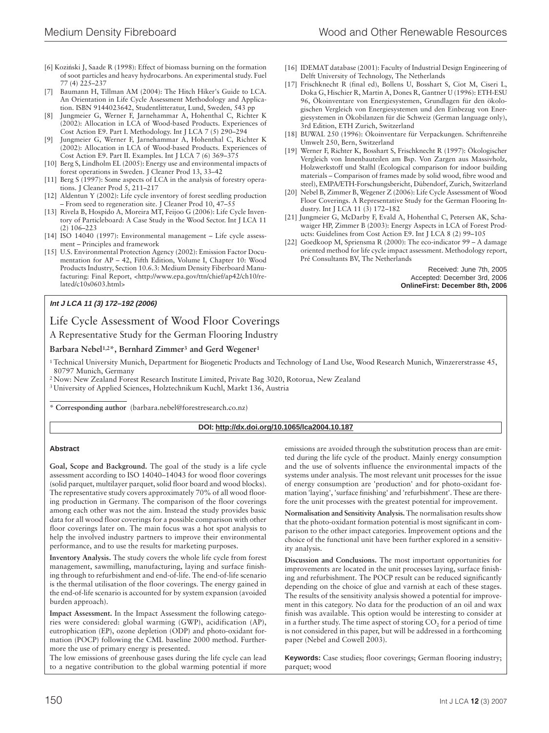[6] Koziński J, Saade R (1998): Effect of biomass burning on the formation of soot particles and heavy hydrocarbons. An experimental study. Fuel 77 (4) 225–237

[7] Baumann H, Tillman AM (2004): The Hitch Hiker's Guide to LCA. An Orientation in Life Cycle Assessment Methodology and Application. ISBN 9144023642, Studentlitteratur, Lund, Sweden, 543 pp

[8] Jungmeier G, Werner F, Jarnehammar A, Hohenthal C, Richter K (2002): Allocation in LCA of Wood-based Products. Experiences of Cost Action E9. Part I. Methodology. Int J LCA 7 (5) 290–294

[9] Jungmeier G, Werner F, Jarnehammar A, Hohenthal C, Richter K (2002): Allocation in LCA of Wood-based Products. Experiences of Cost Action E9. Part II. Examples. Int J LCA 7 (6) 369–375

[10] Berg S, Lindholm EL (2005): Energy use and environmental impacts of forest operations in Sweden. J Cleaner Prod 13, 33–42

[11] Berg S (1997): Some aspects of LCA in the analysis of forestry operations. J Cleaner Prod 5, 211–217

[12] Aldentun Y (2002): Life cycle inventory of forest seedling production – From seed to regeneration site. J Cleaner Prod 10, 47–55

[13] Rivela B, Hospido A, Moreira MT, Feijoo G (2006): Life Cycle Inventory of Particleboard: A Case Study in the Wood Sector. Int J LCA 11 (2) 106–223

[14] ISO 14040 (1997): Environmental management – Life cycle assessment – Principles and framework

[15] U.S. Environmental Protection Agency (2002): Emission Factor Documentation for AP – 42, Fifth Edition, Volume I, Chapter 10: Wood Products Industry, Section 10.6.3: Medium Density Fiberboard Manufacturing: Final Report, <http://www.epa.gov/ttn/chief/ap42/ch10/related/c10s0603.html>

[16] IDEMAT database (2001): Faculty of Industrial Design Engineering of Delft University of Technology, The Netherlands

[17] Frischknecht R (final ed), Bollens U, Bosshart S, Ciot M, Ciseri L, Doka G, Hischier R, Martin A, Dones R, Gantner U (1996): ETH-ESU 96, Ökoinventare von Energiesystemen, Grundlagen für den ökologischen Vergleich von Energiesystemen und den Einbezug von Energiesystemen in Ökobilanzen für die Schweiz (German language only), 3rd Edition, ETH Zurich, Switzerland

[18] BUWAL 250 (1996): Ökoinventare für Verpackungen. Schriftenreihe Umwelt 250, Bern, Switzerland

[19] Werner F, Richter K, Bosshart S, Frischknecht R (1997): Ökologischer Vergleich von Innenbauteilen am Bsp. Von Zargen aus Massivholz, Holzwerkstoff und Stahl (Ecological comparison for indoor building materials – Comparison of frames made by solid wood, fibre wood and steel), EMPA/ETH-Forschungsbericht, Dübendorf, Zurich, Switzerland

[20] Nebel B, Zimmer B, Wegener Z (2006): Life Cycle Assessment of Wood Floor Coverings. A Representative Study for the German Flooring Industry. Int J LCA 11 (3) 172–182

[21] Jungmeier G, McDarby F, Evald A, Hohenthal C, Petersen AK, Schawaiger HP, Zimmer B (2003): Energy Aspects in LCA of Forest Products: Guidelines from Cost Action E9. Int J LCA 8 (2) 99–105

[22] Goedkoop M, Spriensma R (2000): The eco-indicator 99 – A damage oriented method for life cycle impact assessment. Methodology report, Pré Consultants BV, The Netherlands

Received: June 7th, 2005
Accepted: December 3rd, 2006
**OnlineFirst: December 8th, 2006**

***Int J LCA 11 (3) 172–192 (2006)***

# Life Cycle Assessment of Wood Floor Coverings

## A Representative Study for the German Flooring Industry

**Barbara Nebel[1,2]*, Bernhard Zimmer[3] and Gerd Wegener[1]**

[1] Technical University Munich, Department for Biogenetic Products and Technology of Land Use, Wood Research Munich, Winzererstrasse 45, 80797 Munich, Germany
[2] Now: New Zealand Forest Research Institute Limited, Private Bag 3020, Rotorua, New Zealand
[3] University of Applied Sciences, Holztechnikum Kuchl, Markt 136, Austria

\* **Corresponding author** (barbara.nebel@forestresearch.co.nz)

**DOI: http://dx.doi.org/10.1065/lca2004.10.187**

### Abstract

**Goal, Scope and Background.** The goal of the study is a life cycle assessment according to ISO 14040–14043 for wood floor coverings (solid parquet, multilayer parquet, solid floor board and wood blocks). The representative study covers approximately 70% of all wood flooring production in Germany. The comparison of the floor coverings among each other was not the aim. Instead the study provides basic data for all wood floor coverings for a possible comparison with other floor coverings later on. The main focus was a hot spot analysis to help the involved industry partners to improve their environmental performance, and to use the results for marketing purposes.

**Inventory Analysis.** The study covers the whole life cycle from forest management, sawmilling, manufacturing, laying and surface finishing through to refurbishment and end-of-life. The end-of-life scenario is the thermal utilisation of the floor coverings. The energy gained in the end-of-life scenario is accounted for by system expansion (avoided burden approach).

**Impact Assessment.** In the Impact Assessment the following categories were considered: global warming (GWP), acidification (AP), eutrophication (EP), ozone depletion (ODP) and photo-oxidant formation (POCP) following the CML baseline 2000 method. Furthermore the use of primary energy is presented.

The low emissions of greenhouse gases during the life cycle can lead to a negative contribution to the global warming potential if more emissions are avoided through the substitution process than are emitted during the life cycle of the product. Mainly energy consumption and the use of solvents influence the environmental impacts of the systems under analysis. The most relevant unit processes for the issue of energy consumption are 'production' and for photo-oxidant formation 'laying', 'surface finishing' and 'refurbishment'. These are therefore the unit processes with the greatest potential for improvement.

**Normalisation and Sensitivity Analysis.** The normalisation results show that the photo-oxidant formation potential is most significant in comparison to the other impact categories. Improvement options and the choice of the functional unit have been further explored in a sensitivity analysis.

**Discussion and Conclusions.** The most important opportunities for improvements are located in the unit processes laying, surface finishing and refurbishment. The POCP result can be reduced significantly depending on the choice of glue and varnish at each of these stages. The results of the sensitivity analysis showed a potential for improvement in this category. No data for the production of an oil and wax finish was available. This option would be interesting to consider at in a further study. The time aspect of storing $CO_2$ for a period of time is not considered in this paper, but will be addressed in a forthcoming paper (Nebel and Cowell 2003).

**Keywords:** Case studies; floor coverings; German flooring industry; parquet; wood